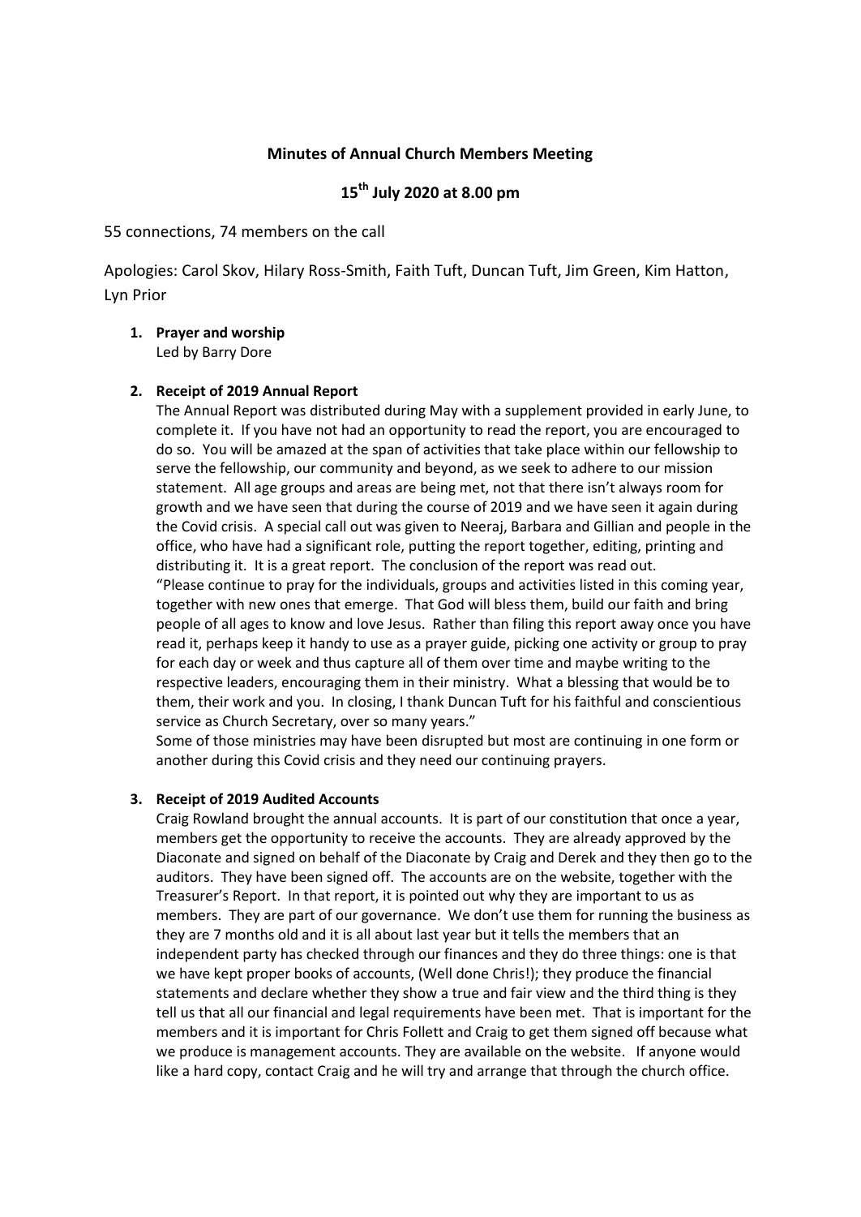# Minutes of Annual Church Members Meeting

## 15th July 2020 at 8.00 pm

55 connections, 74 members on the call

Apologies: Carol Skov, Hilary Ross-Smith, Faith Tuft, Duncan Tuft, Jim Green, Kim Hatton, Lyn Prior

1. **Prayer and worship**
   Led by Barry Dore

2. **Receipt of 2019 Annual Report**
   The Annual Report was distributed during May with a supplement provided in early June, to complete it. If you have not had an opportunity to read the report, you are encouraged to do so. You will be amazed at the span of activities that take place within our fellowship to serve the fellowship, our community and beyond, as we seek to adhere to our mission statement. All age groups and areas are being met, not that there isn't always room for growth and we have seen that during the course of 2019 and we have seen it again during the Covid crisis. A special call out was given to Neeraj, Barbara and Gillian and people in the office, who have had a significant role, putting the report together, editing, printing and distributing it. It is a great report. The conclusion of the report was read out.
   "Please continue to pray for the individuals, groups and activities listed in this coming year, together with new ones that emerge. That God will bless them, build our faith and bring people of all ages to know and love Jesus. Rather than filing this report away once you have read it, perhaps keep it handy to use as a prayer guide, picking one activity or group to pray for each day or week and thus capture all of them over time and maybe writing to the respective leaders, encouraging them in their ministry. What a blessing that would be to them, their work and you. In closing, I thank Duncan Tuft for his faithful and conscientious service as Church Secretary, over so many years."
   Some of those ministries may have been disrupted but most are continuing in one form or another during this Covid crisis and they need our continuing prayers.

3. **Receipt of 2019 Audited Accounts**
   Craig Rowland brought the annual accounts. It is part of our constitution that once a year, members get the opportunity to receive the accounts. They are already approved by the Diaconate and signed on behalf of the Diaconate by Craig and Derek and they then go to the auditors. They have been signed off. The accounts are on the website, together with the Treasurer's Report. In that report, it is pointed out why they are important to us as members. They are part of our governance. We don't use them for running the business as they are 7 months old and it is all about last year but it tells the members that an independent party has checked through our finances and they do three things: one is that we have kept proper books of accounts, (Well done Chris!); they produce the financial statements and declare whether they show a true and fair view and the third thing is they tell us that all our financial and legal requirements have been met. That is important for the members and it is important for Chris Follett and Craig to get them signed off because what we produce is management accounts. They are available on the website. If anyone would like a hard copy, contact Craig and he will try and arrange that through the church office.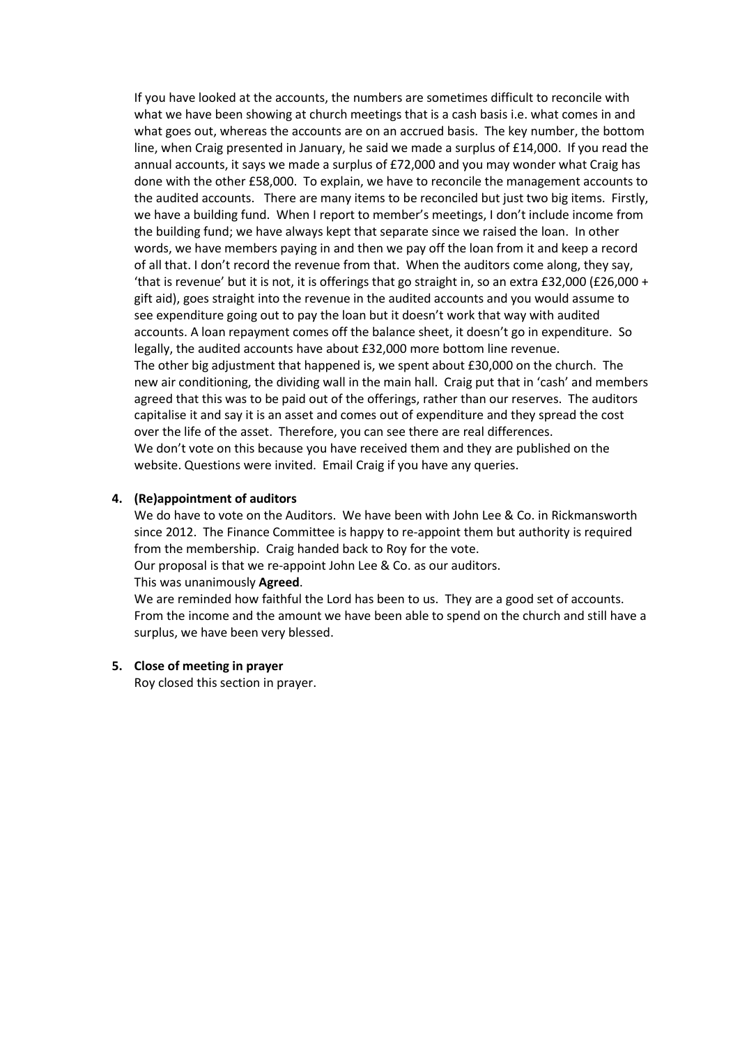If you have looked at the accounts, the numbers are sometimes difficult to reconcile with what we have been showing at church meetings that is a cash basis i.e. what comes in and what goes out, whereas the accounts are on an accrued basis. The key number, the bottom line, when Craig presented in January, he said we made a surplus of £14,000. If you read the annual accounts, it says we made a surplus of £72,000 and you may wonder what Craig has done with the other £58,000. To explain, we have to reconcile the management accounts to the audited accounts. There are many items to be reconciled but just two big items. Firstly, we have a building fund. When I report to member's meetings, I don't include income from the building fund; we have always kept that separate since we raised the loan. In other words, we have members paying in and then we pay off the loan from it and keep a record of all that. I don't record the revenue from that. When the auditors come along, they say, 'that is revenue' but it is not, it is offerings that go straight in, so an extra £32,000 (£26,000 + gift aid), goes straight into the revenue in the audited accounts and you would assume to see expenditure going out to pay the loan but it doesn't work that way with audited accounts. A loan repayment comes off the balance sheet, it doesn't go in expenditure. So legally, the audited accounts have about £32,000 more bottom line revenue.
The other big adjustment that happened is, we spent about £30,000 on the church. The new air conditioning, the dividing wall in the main hall. Craig put that in 'cash' and members agreed that this was to be paid out of the offerings, rather than our reserves. The auditors capitalise it and say it is an asset and comes out of expenditure and they spread the cost over the life of the asset. Therefore, you can see there are real differences.
We don't vote on this because you have received them and they are published on the website. Questions were invited. Email Craig if you have any queries.

4. **(Re)appointment of auditors**

   We do have to vote on the Auditors. We have been with John Lee & Co. in Rickmansworth since 2012. The Finance Committee is happy to re-appoint them but authority is required from the membership. Craig handed back to Roy for the vote.
   Our proposal is that we re-appoint John Lee & Co. as our auditors.
   This was unanimously **Agreed**.
   We are reminded how faithful the Lord has been to us. They are a good set of accounts. From the income and the amount we have been able to spend on the church and still have a surplus, we have been very blessed.

5. **Close of meeting in prayer**

   Roy closed this section in prayer.